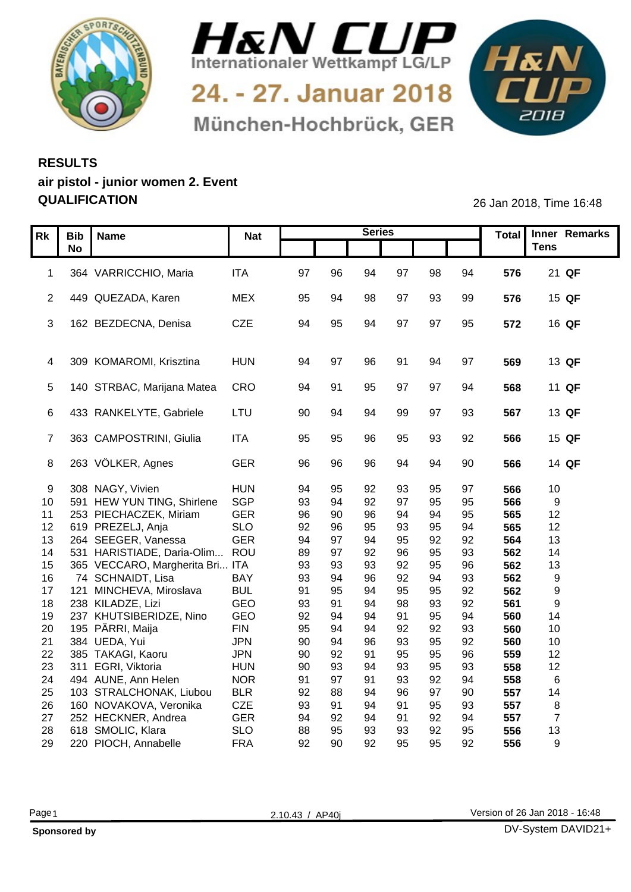# H&N CUP

Internationaler Wettkampf LG/LP

24. - 27. Januar 2018

München-Hochbrück, GER

## RESULTS

### air pistol - junior women 2. Event

### QUALIFICATION

26 Jan 2018, Time 16:48

| Rk | Bib No | Name | Nat | Series | | | | | | Total | Inner Tens | Remarks |
|---|---|---|---|---|---|---|---|---|---|---|---|---|
| 1 | 364 | VARRICCHIO, Maria | ITA | 97 | 96 | 94 | 97 | 98 | 94 | **576** | 21 | **QF** |
| 2 | 449 | QUEZADA, Karen | MEX | 95 | 94 | 98 | 97 | 93 | 99 | **576** | 15 | **QF** |
| 3 | 162 | BEZDECNA, Denisa | CZE | 94 | 95 | 94 | 97 | 97 | 95 | **572** | 16 | **QF** |
| 4 | 309 | KOMAROMI, Krisztina | HUN | 94 | 97 | 96 | 91 | 94 | 97 | **569** | 13 | **QF** |
| 5 | 140 | STRBAC, Marijana Matea | CRO | 94 | 91 | 95 | 97 | 97 | 94 | **568** | 11 | **QF** |
| 6 | 433 | RANKELYTE, Gabriele | LTU | 90 | 94 | 94 | 99 | 97 | 93 | **567** | 13 | **QF** |
| 7 | 363 | CAMPOSTRINI, Giulia | ITA | 95 | 95 | 96 | 95 | 93 | 92 | **566** | 15 | **QF** |
| 8 | 263 | VÖLKER, Agnes | GER | 96 | 96 | 96 | 94 | 94 | 90 | **566** | 14 | **QF** |
| 9 | 308 | NAGY, Vivien | HUN | 94 | 95 | 92 | 93 | 95 | 97 | **566** | 10 | |
| 10 | 591 | HEW YUN TING, Shirlene | SGP | 93 | 94 | 92 | 97 | 95 | 95 | **566** | 9 | |
| 11 | 253 | PIECHACZEK, Miriam | GER | 96 | 90 | 96 | 94 | 94 | 95 | **565** | 12 | |
| 12 | 619 | PREZELJ, Anja | SLO | 92 | 96 | 95 | 93 | 95 | 94 | **565** | 12 | |
| 13 | 264 | SEEGER, Vanessa | GER | 94 | 97 | 94 | 95 | 92 | 92 | **564** | 13 | |
| 14 | 531 | HARISTIADE, Daria-Olim... | ROU | 89 | 97 | 92 | 96 | 95 | 93 | **562** | 14 | |
| 15 | 365 | VECCARO, Margherita Bri... | ITA | 93 | 93 | 93 | 92 | 95 | 96 | **562** | 13 | |
| 16 | 74 | SCHNAIDT, Lisa | BAY | 93 | 94 | 96 | 92 | 94 | 93 | **562** | 9 | |
| 17 | 121 | MINCHEVA, Miroslava | BUL | 91 | 95 | 94 | 95 | 95 | 92 | **562** | 9 | |
| 18 | 238 | KILADZE, Lizi | GEO | 93 | 91 | 94 | 98 | 93 | 92 | **561** | 9 | |
| 19 | 237 | KHUTSIBERIDZE, Nino | GEO | 92 | 94 | 94 | 91 | 95 | 94 | **560** | 14 | |
| 20 | 195 | PÄRRI, Maija | FIN | 95 | 94 | 94 | 92 | 92 | 93 | **560** | 10 | |
| 21 | 384 | UEDA, Yui | JPN | 90 | 94 | 96 | 93 | 95 | 92 | **560** | 10 | |
| 22 | 385 | TAKAGI, Kaoru | JPN | 90 | 92 | 91 | 95 | 95 | 96 | **559** | 12 | |
| 23 | 311 | EGRI, Viktoria | HUN | 90 | 93 | 94 | 93 | 95 | 93 | **558** | 12 | |
| 24 | 494 | AUNE, Ann Helen | NOR | 91 | 97 | 91 | 93 | 92 | 94 | **558** | 6 | |
| 25 | 103 | STRALCHONAK, Liubou | BLR | 92 | 88 | 94 | 96 | 97 | 90 | **557** | 14 | |
| 26 | 160 | NOVAKOVA, Veronika | CZE | 93 | 91 | 94 | 91 | 95 | 93 | **557** | 8 | |
| 27 | 252 | HECKNER, Andrea | GER | 94 | 92 | 94 | 91 | 92 | 94 | **557** | 7 | |
| 28 | 618 | SMOLIC, Klara | SLO | 88 | 95 | 93 | 93 | 92 | 95 | **556** | 13 | |
| 29 | 220 | PIOCH, Annabelle | FRA | 92 | 90 | 92 | 95 | 95 | 92 | **556** | 9 | |

2.10.43 / AP40j

Version of 26 Jan 2018 - 16:48

**Sponsored by**

DV-System DAVID21+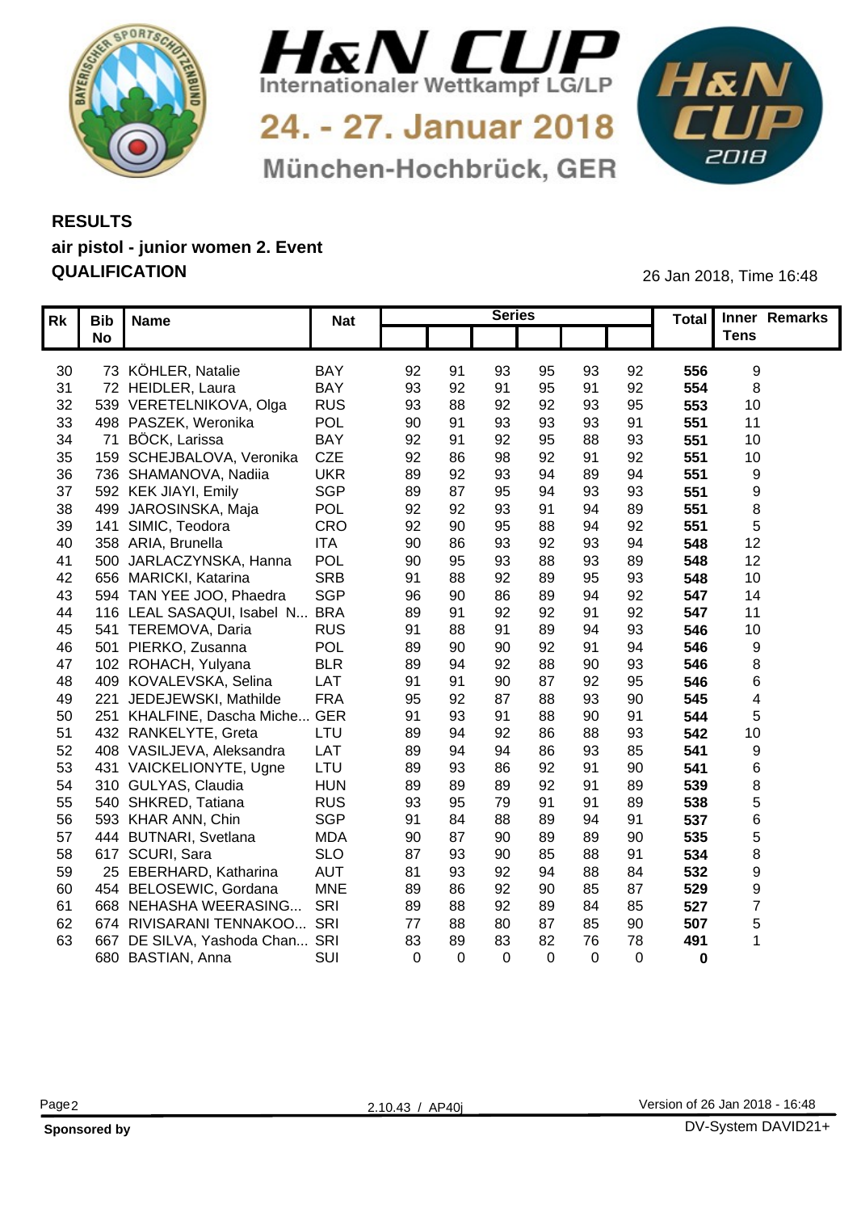# H&N CUP

Internationaler Wettkampf LG/LP

24. - 27. Januar 2018

München-Hochbrück, GER

## RESULTS

### air pistol - junior women 2. Event

### QUALIFICATION

26 Jan 2018, Time 16:48

| Rk | Bib No | Name | Nat | Series | | | | | | Total | Inner Tens | Remarks |
|---|---|---|---|---|---|---|---|---|---|---|---|---|
| 30 | 73 | KÖHLER, Natalie | BAY | 92 | 91 | 93 | 95 | 93 | 92 | **556** | 9 | |
| 31 | 72 | HEIDLER, Laura | BAY | 93 | 92 | 91 | 95 | 91 | 92 | **554** | 8 | |
| 32 | 539 | VERETELNIKOVA, Olga | RUS | 93 | 88 | 92 | 92 | 93 | 95 | **553** | 10 | |
| 33 | 498 | PASZEK, Weronika | POL | 90 | 91 | 93 | 93 | 93 | 91 | **551** | 11 | |
| 34 | 71 | BÖCK, Larissa | BAY | 92 | 91 | 92 | 95 | 88 | 93 | **551** | 10 | |
| 35 | 159 | SCHEJBALOVA, Veronika | CZE | 92 | 86 | 98 | 92 | 91 | 92 | **551** | 10 | |
| 36 | 736 | SHAMANOVA, Nadiia | UKR | 89 | 92 | 93 | 94 | 89 | 94 | **551** | 9 | |
| 37 | 592 | KEK JIAYI, Emily | SGP | 89 | 87 | 95 | 94 | 93 | 93 | **551** | 9 | |
| 38 | 499 | JAROSINSKA, Maja | POL | 92 | 92 | 93 | 91 | 94 | 89 | **551** | 8 | |
| 39 | 141 | SIMIC, Teodora | CRO | 92 | 90 | 95 | 88 | 94 | 92 | **551** | 5 | |
| 40 | 358 | ARIA, Brunella | ITA | 90 | 86 | 93 | 92 | 93 | 94 | **548** | 12 | |
| 41 | 500 | JARLACZYNSKA, Hanna | POL | 90 | 95 | 93 | 88 | 93 | 89 | **548** | 12 | |
| 42 | 656 | MARICKI, Katarina | SRB | 91 | 88 | 92 | 89 | 95 | 93 | **548** | 10 | |
| 43 | 594 | TAN YEE JOO, Phaedra | SGP | 96 | 90 | 86 | 89 | 94 | 92 | **547** | 14 | |
| 44 | 116 | LEAL SASAQUI, Isabel N... | BRA | 89 | 91 | 92 | 92 | 91 | 92 | **547** | 11 | |
| 45 | 541 | TEREMOVA, Daria | RUS | 91 | 88 | 91 | 89 | 94 | 93 | **546** | 10 | |
| 46 | 501 | PIERKO, Zusanna | POL | 89 | 90 | 90 | 92 | 91 | 94 | **546** | 9 | |
| 47 | 102 | ROHACH, Yulyana | BLR | 89 | 94 | 92 | 88 | 90 | 93 | **546** | 8 | |
| 48 | 409 | KOVALEVSKA, Selina | LAT | 91 | 91 | 90 | 87 | 92 | 95 | **546** | 6 | |
| 49 | 221 | JEDEJEWSKI, Mathilde | FRA | 95 | 92 | 87 | 88 | 93 | 90 | **545** | 4 | |
| 50 | 251 | KHALFINE, Dascha Miche... | GER | 91 | 93 | 91 | 88 | 90 | 91 | **544** | 5 | |
| 51 | 432 | RANKELYTE, Greta | LTU | 89 | 94 | 92 | 86 | 88 | 93 | **542** | 10 | |
| 52 | 408 | VASILJEVA, Aleksandra | LAT | 89 | 94 | 94 | 86 | 93 | 85 | **541** | 9 | |
| 53 | 431 | VAICKELIONYTE, Ugne | LTU | 89 | 93 | 86 | 92 | 91 | 90 | **541** | 6 | |
| 54 | 310 | GULYAS, Claudia | HUN | 89 | 89 | 89 | 92 | 91 | 89 | **539** | 8 | |
| 55 | 540 | SHKRED, Tatiana | RUS | 93 | 95 | 79 | 91 | 91 | 89 | **538** | 5 | |
| 56 | 593 | KHAR ANN, Chin | SGP | 91 | 84 | 88 | 89 | 94 | 91 | **537** | 6 | |
| 57 | 444 | BUTNARI, Svetlana | MDA | 90 | 87 | 90 | 89 | 89 | 90 | **535** | 5 | |
| 58 | 617 | SCURI, Sara | SLO | 87 | 93 | 90 | 85 | 88 | 91 | **534** | 8 | |
| 59 | 25 | EBERHARD, Katharina | AUT | 81 | 93 | 92 | 94 | 88 | 84 | **532** | 9 | |
| 60 | 454 | BELOSEWIC, Gordana | MNE | 89 | 86 | 92 | 90 | 85 | 87 | **529** | 9 | |
| 61 | 668 | NEHASHA WEERASING... | SRI | 89 | 88 | 92 | 89 | 84 | 85 | **527** | 7 | |
| 62 | 674 | RIVISARANI TENNAKOO... | SRI | 77 | 88 | 80 | 87 | 85 | 90 | **507** | 5 | |
| 63 | 667 | DE SILVA, Yashoda Chan... | SRI | 83 | 89 | 83 | 82 | 76 | 78 | **491** | 1 | |
| | 680 | BASTIAN, Anna | SUI | 0 | 0 | 0 | 0 | 0 | 0 | **0** | | |

2.10.43 / AP40j

Version of 26 Jan 2018 - 16:48

**Sponsored by**

DV-System DAVID21+